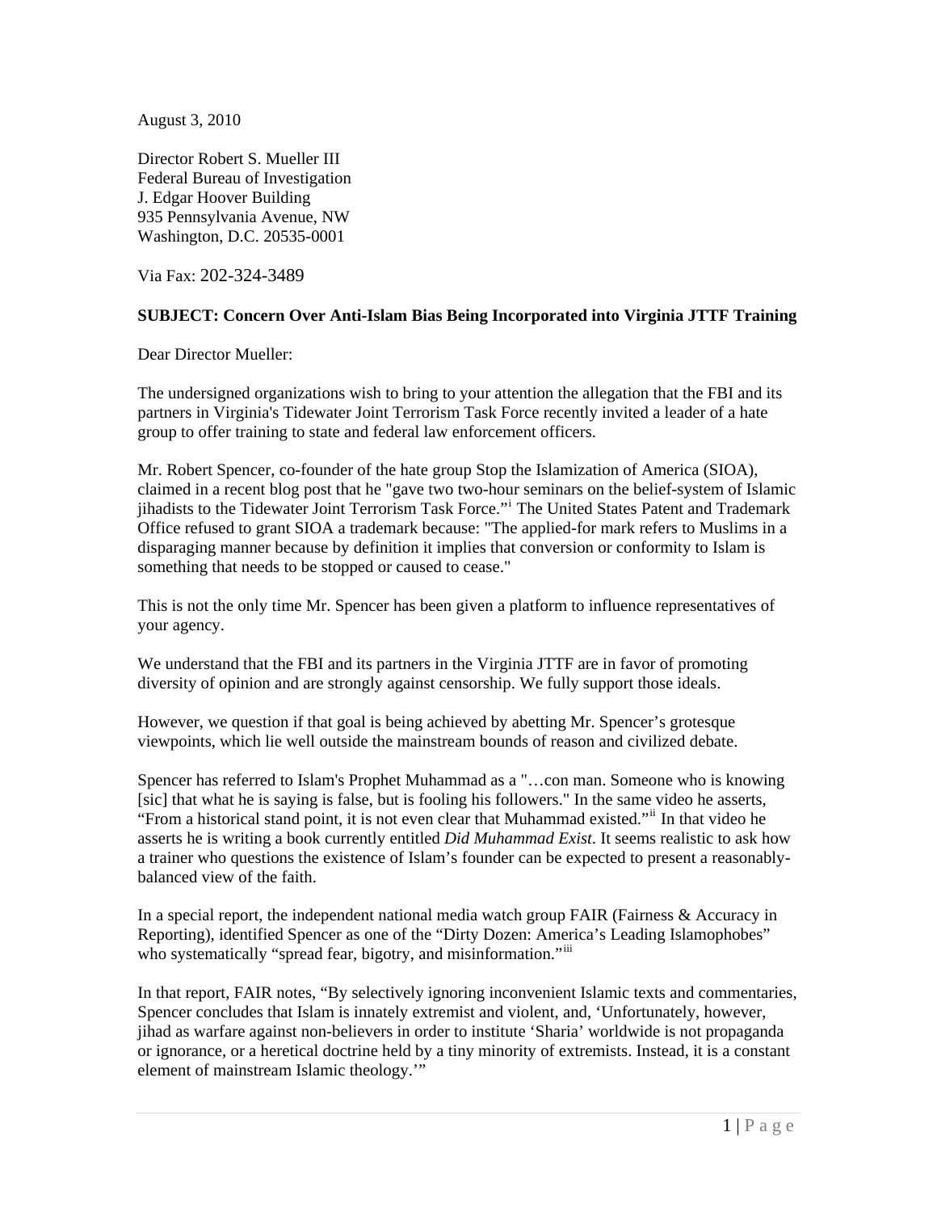August 3, 2010

Director Robert S. Mueller III
Federal Bureau of Investigation
J. Edgar Hoover Building
935 Pennsylvania Avenue, NW
Washington, D.C. 20535-0001

Via Fax: 202-324-3489

**SUBJECT: Concern Over Anti-Islam Bias Being Incorporated into Virginia JTTF Training**

Dear Director Mueller:

The undersigned organizations wish to bring to your attention the allegation that the FBI and its partners in Virginia's Tidewater Joint Terrorism Task Force recently invited a leader of a hate group to offer training to state and federal law enforcement officers.

Mr. Robert Spencer, co-founder of the hate group Stop the Islamization of America (SIOA), claimed in a recent blog post that he "gave two two-hour seminars on the belief-system of Islamic jihadists to the Tidewater Joint Terrorism Task Force."[i] The United States Patent and Trademark Office refused to grant SIOA a trademark because: "The applied-for mark refers to Muslims in a disparaging manner because by definition it implies that conversion or conformity to Islam is something that needs to be stopped or caused to cease."

This is not the only time Mr. Spencer has been given a platform to influence representatives of your agency.

We understand that the FBI and its partners in the Virginia JTTF are in favor of promoting diversity of opinion and are strongly against censorship. We fully support those ideals.

However, we question if that goal is being achieved by abetting Mr. Spencer's grotesque viewpoints, which lie well outside the mainstream bounds of reason and civilized debate.

Spencer has referred to Islam's Prophet Muhammad as a "…con man. Someone who is knowing [sic] that what he is saying is false, but is fooling his followers." In the same video he asserts, "From a historical stand point, it is not even clear that Muhammad existed."[ii] In that video he asserts he is writing a book currently entitled *Did Muhammad Exist*. It seems realistic to ask how a trainer who questions the existence of Islam's founder can be expected to present a reasonably-balanced view of the faith.

In a special report, the independent national media watch group FAIR (Fairness & Accuracy in Reporting), identified Spencer as one of the "Dirty Dozen: America's Leading Islamophobes" who systematically "spread fear, bigotry, and misinformation."[iii]

In that report, FAIR notes, "By selectively ignoring inconvenient Islamic texts and commentaries, Spencer concludes that Islam is innately extremist and violent, and, 'Unfortunately, however, jihad as warfare against non-believers in order to institute 'Sharia' worldwide is not propaganda or ignorance, or a heretical doctrine held by a tiny minority of extremists. Instead, it is a constant element of mainstream Islamic theology.'"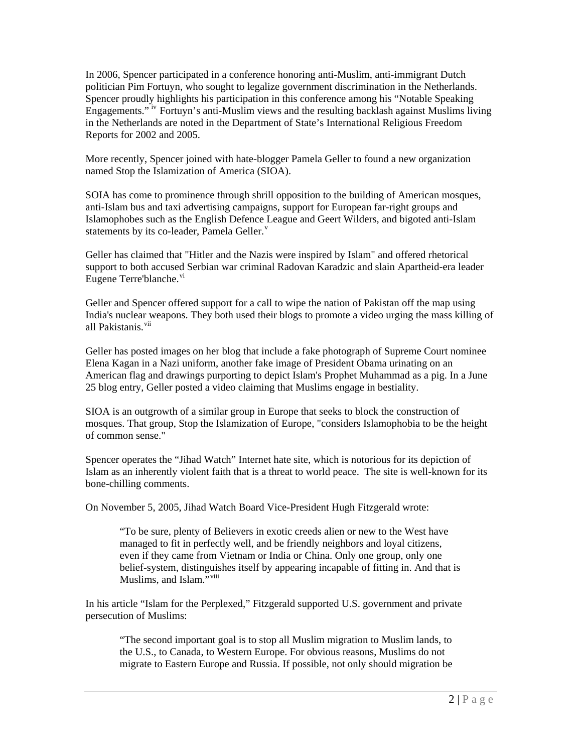In 2006, Spencer participated in a conference honoring anti-Muslim, anti-immigrant Dutch politician Pim Fortuyn, who sought to legalize government discrimination in the Netherlands. Spencer proudly highlights his participation in this conference among his "Notable Speaking Engagements." [iv] Fortuyn's anti-Muslim views and the resulting backlash against Muslims living in the Netherlands are noted in the Department of State's International Religious Freedom Reports for 2002 and 2005.

More recently, Spencer joined with hate-blogger Pamela Geller to found a new organization named Stop the Islamization of America (SIOA).

SOIA has come to prominence through shrill opposition to the building of American mosques, anti-Islam bus and taxi advertising campaigns, support for European far-right groups and Islamophobes such as the English Defence League and Geert Wilders, and bigoted anti-Islam statements by its co-leader, Pamela Geller.[v]

Geller has claimed that "Hitler and the Nazis were inspired by Islam" and offered rhetorical support to both accused Serbian war criminal Radovan Karadzic and slain Apartheid-era leader Eugene Terre'blanche.[vi]

Geller and Spencer offered support for a call to wipe the nation of Pakistan off the map using India's nuclear weapons. They both used their blogs to promote a video urging the mass killing of all Pakistanis.[vii]

Geller has posted images on her blog that include a fake photograph of Supreme Court nominee Elena Kagan in a Nazi uniform, another fake image of President Obama urinating on an American flag and drawings purporting to depict Islam's Prophet Muhammad as a pig. In a June 25 blog entry, Geller posted a video claiming that Muslims engage in bestiality.

SIOA is an outgrowth of a similar group in Europe that seeks to block the construction of mosques. That group, Stop the Islamization of Europe, "considers Islamophobia to be the height of common sense."

Spencer operates the "Jihad Watch" Internet hate site, which is notorious for its depiction of Islam as an inherently violent faith that is a threat to world peace. The site is well-known for its bone-chilling comments.

On November 5, 2005, Jihad Watch Board Vice-President Hugh Fitzgerald wrote:

> "To be sure, plenty of Believers in exotic creeds alien or new to the West have managed to fit in perfectly well, and be friendly neighbors and loyal citizens, even if they came from Vietnam or India or China. Only one group, only one belief-system, distinguishes itself by appearing incapable of fitting in. And that is Muslims, and Islam."[viii]

In his article "Islam for the Perplexed," Fitzgerald supported U.S. government and private persecution of Muslims:

> "The second important goal is to stop all Muslim migration to Muslim lands, to the U.S., to Canada, to Western Europe. For obvious reasons, Muslims do not migrate to Eastern Europe and Russia. If possible, not only should migration be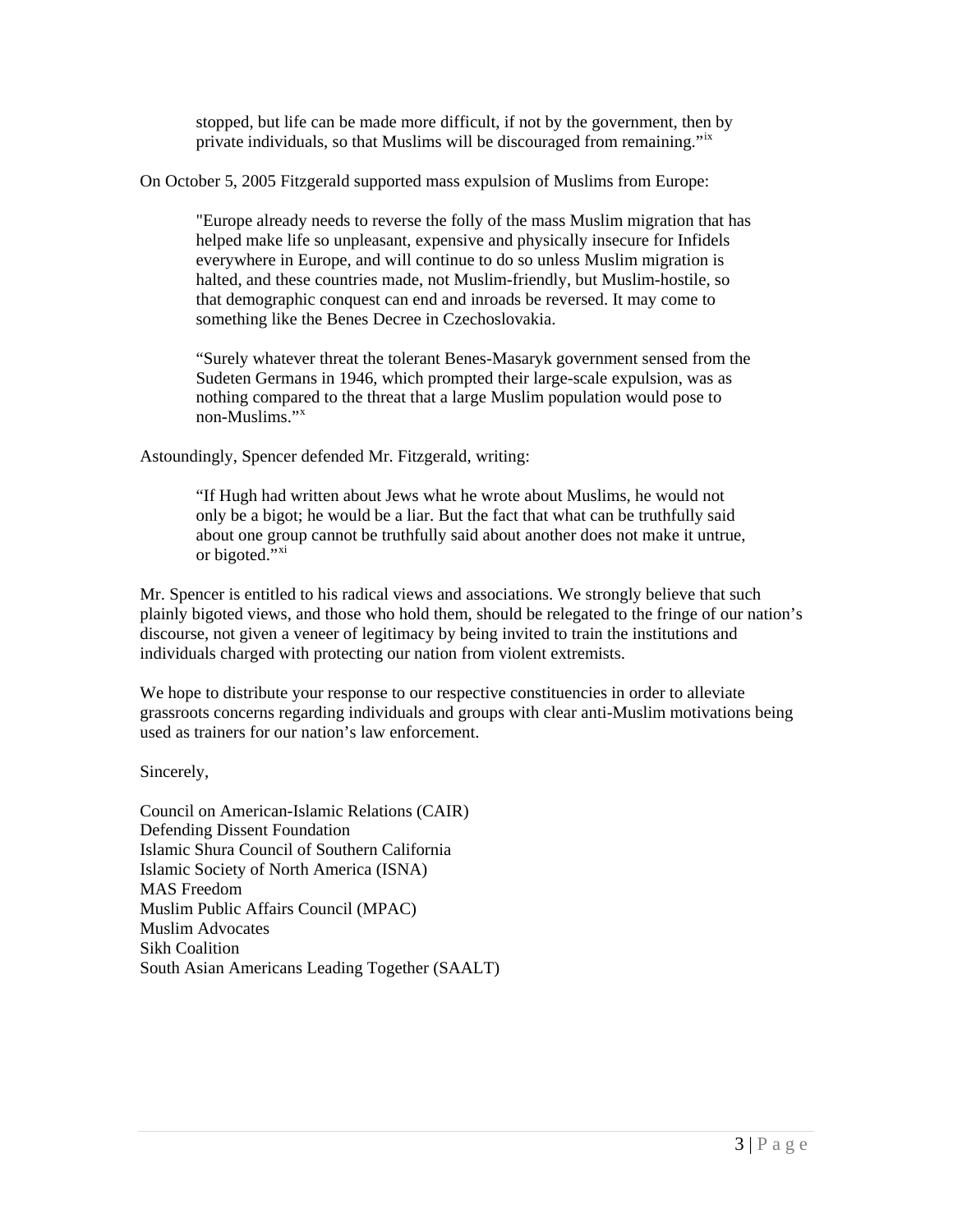> stopped, but life can be made more difficult, if not by the government, then by private individuals, so that Muslims will be discouraged from remaining."[ix]

On October 5, 2005 Fitzgerald supported mass expulsion of Muslims from Europe:

> "Europe already needs to reverse the folly of the mass Muslim migration that has helped make life so unpleasant, expensive and physically insecure for Infidels everywhere in Europe, and will continue to do so unless Muslim migration is halted, and these countries made, not Muslim-friendly, but Muslim-hostile, so that demographic conquest can end and inroads be reversed. It may come to something like the Benes Decree in Czechoslovakia.
>
> "Surely whatever threat the tolerant Benes-Masaryk government sensed from the Sudeten Germans in 1946, which prompted their large-scale expulsion, was as nothing compared to the threat that a large Muslim population would pose to non-Muslims."[x]

Astoundingly, Spencer defended Mr. Fitzgerald, writing:

> "If Hugh had written about Jews what he wrote about Muslims, he would not only be a bigot; he would be a liar. But the fact that what can be truthfully said about one group cannot be truthfully said about another does not make it untrue, or bigoted."[xi]

Mr. Spencer is entitled to his radical views and associations. We strongly believe that such plainly bigoted views, and those who hold them, should be relegated to the fringe of our nation's discourse, not given a veneer of legitimacy by being invited to train the institutions and individuals charged with protecting our nation from violent extremists.

We hope to distribute your response to our respective constituencies in order to alleviate grassroots concerns regarding individuals and groups with clear anti-Muslim motivations being used as trainers for our nation's law enforcement.

Sincerely,

Council on American-Islamic Relations (CAIR)
Defending Dissent Foundation
Islamic Shura Council of Southern California
Islamic Society of North America (ISNA)
MAS Freedom
Muslim Public Affairs Council (MPAC)
Muslim Advocates
Sikh Coalition
South Asian Americans Leading Together (SAALT)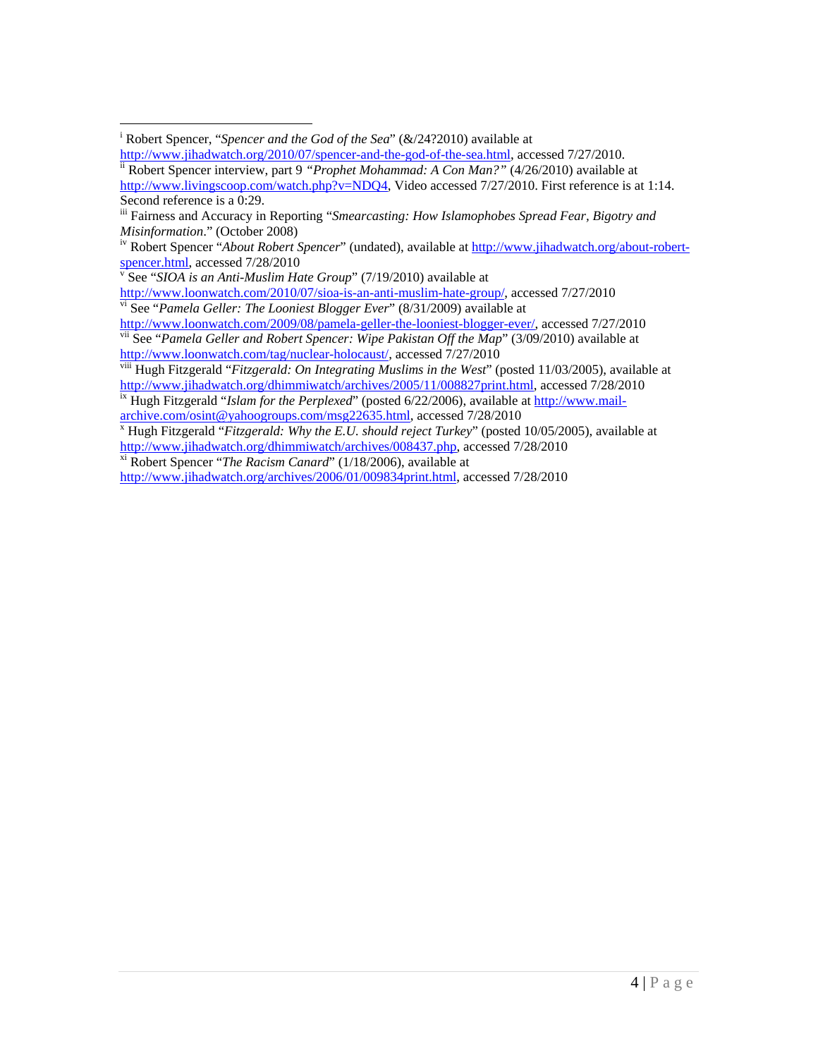[i] Robert Spencer, "*Spencer and the God of the Sea*" (&/24?2010) available at http://www.jihadwatch.org/2010/07/spencer-and-the-god-of-the-sea.html, accessed 7/27/2010.

[ii] Robert Spencer interview, part 9 *"Prophet Mohammad: A Con Man?"* (4/26/2010) available at http://www.livingscoop.com/watch.php?v=NDQ4, Video accessed 7/27/2010. First reference is at 1:14. Second reference is a 0:29.

[iii] Fairness and Accuracy in Reporting "*Smearcasting: How Islamophobes Spread Fear, Bigotry and Misinformation*." (October 2008)

[iv] Robert Spencer "*About Robert Spencer*" (undated), available at http://www.jihadwatch.org/about-robert-spencer.html, accessed 7/28/2010

[v] See "*SIOA is an Anti-Muslim Hate Group*" (7/19/2010) available at http://www.loonwatch.com/2010/07/sioa-is-an-anti-muslim-hate-group/, accessed 7/27/2010

[vi] See "*Pamela Geller: The Looniest Blogger Ever*" (8/31/2009) available at http://www.loonwatch.com/2009/08/pamela-geller-the-looniest-blogger-ever/, accessed 7/27/2010

[vii] See "*Pamela Geller and Robert Spencer: Wipe Pakistan Off the Map*" (3/09/2010) available at http://www.loonwatch.com/tag/nuclear-holocaust/, accessed 7/27/2010

[viii] Hugh Fitzgerald "*Fitzgerald: On Integrating Muslims in the West*" (posted 11/03/2005), available at http://www.jihadwatch.org/dhimmiwatch/archives/2005/11/008827print.html, accessed 7/28/2010

[ix] Hugh Fitzgerald "*Islam for the Perplexed*" (posted 6/22/2006), available at http://www.mail-archive.com/osint@yahoogroups.com/msg22635.html, accessed 7/28/2010

[x] Hugh Fitzgerald "*Fitzgerald: Why the E.U. should reject Turkey*" (posted 10/05/2005), available at http://www.jihadwatch.org/dhimmiwatch/archives/008437.php, accessed 7/28/2010

[xi] Robert Spencer "*The Racism Canard*" (1/18/2006), available at http://www.jihadwatch.org/archives/2006/01/009834print.html, accessed 7/28/2010